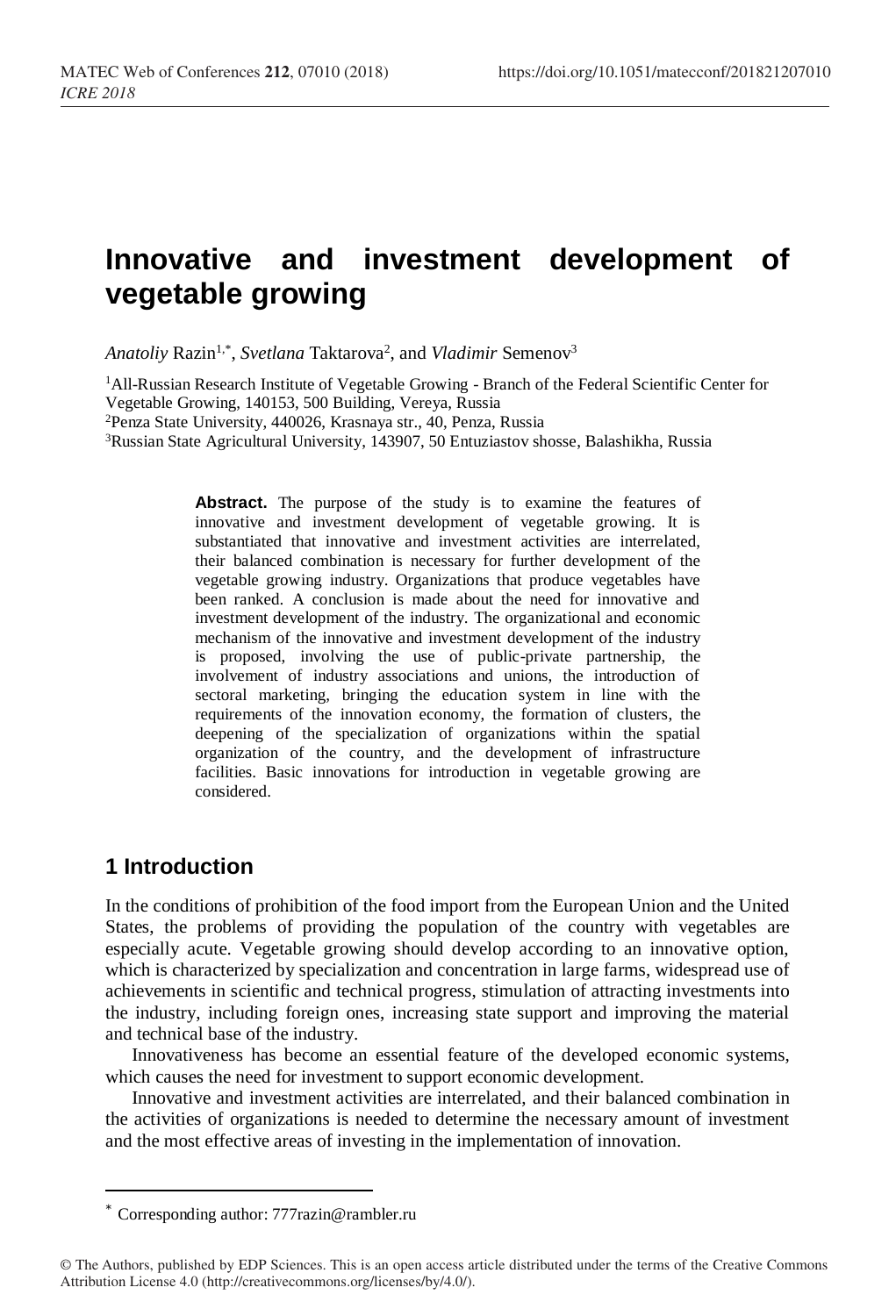# Innovative and investment development of vegetable growing

*Anatoliy* Razin[1,*], *Svetlana* Taktarova[2], and *Vladimir* Semenov[3]

[1]All-Russian Research Institute of Vegetable Growing - Branch of the Federal Scientific Center for Vegetable Growing, 140153, 500 Building, Vereya, Russia
[2]Penza State University, 440026, Krasnaya str., 40, Penza, Russia
[3]Russian State Agricultural University, 143907, 50 Entuziastov shosse, Balashikha, Russia

**Abstract.** The purpose of the study is to examine the features of innovative and investment development of vegetable growing. It is substantiated that innovative and investment activities are interrelated, their balanced combination is necessary for further development of the vegetable growing industry. Organizations that produce vegetables have been ranked. A conclusion is made about the need for innovative and investment development of the industry. The organizational and economic mechanism of the innovative and investment development of the industry is proposed, involving the use of public-private partnership, the involvement of industry associations and unions, the introduction of sectoral marketing, bringing the education system in line with the requirements of the innovation economy, the formation of clusters, the deepening of the specialization of organizations within the spatial organization of the country, and the development of infrastructure facilities. Basic innovations for introduction in vegetable growing are considered.

## 1 Introduction

In the conditions of prohibition of the food import from the European Union and the United States, the problems of providing the population of the country with vegetables are especially acute. Vegetable growing should develop according to an innovative option, which is characterized by specialization and concentration in large farms, widespread use of achievements in scientific and technical progress, stimulation of attracting investments into the industry, including foreign ones, increasing state support and improving the material and technical base of the industry.

Innovativeness has become an essential feature of the developed economic systems, which causes the need for investment to support economic development.

Innovative and investment activities are interrelated, and their balanced combination in the activities of organizations is needed to determine the necessary amount of investment and the most effective areas of investing in the implementation of innovation.

[*] Corresponding author: 777razin@rambler.ru

© The Authors, published by EDP Sciences. This is an open access article distributed under the terms of the Creative Commons Attribution License 4.0 (http://creativecommons.org/licenses/by/4.0/).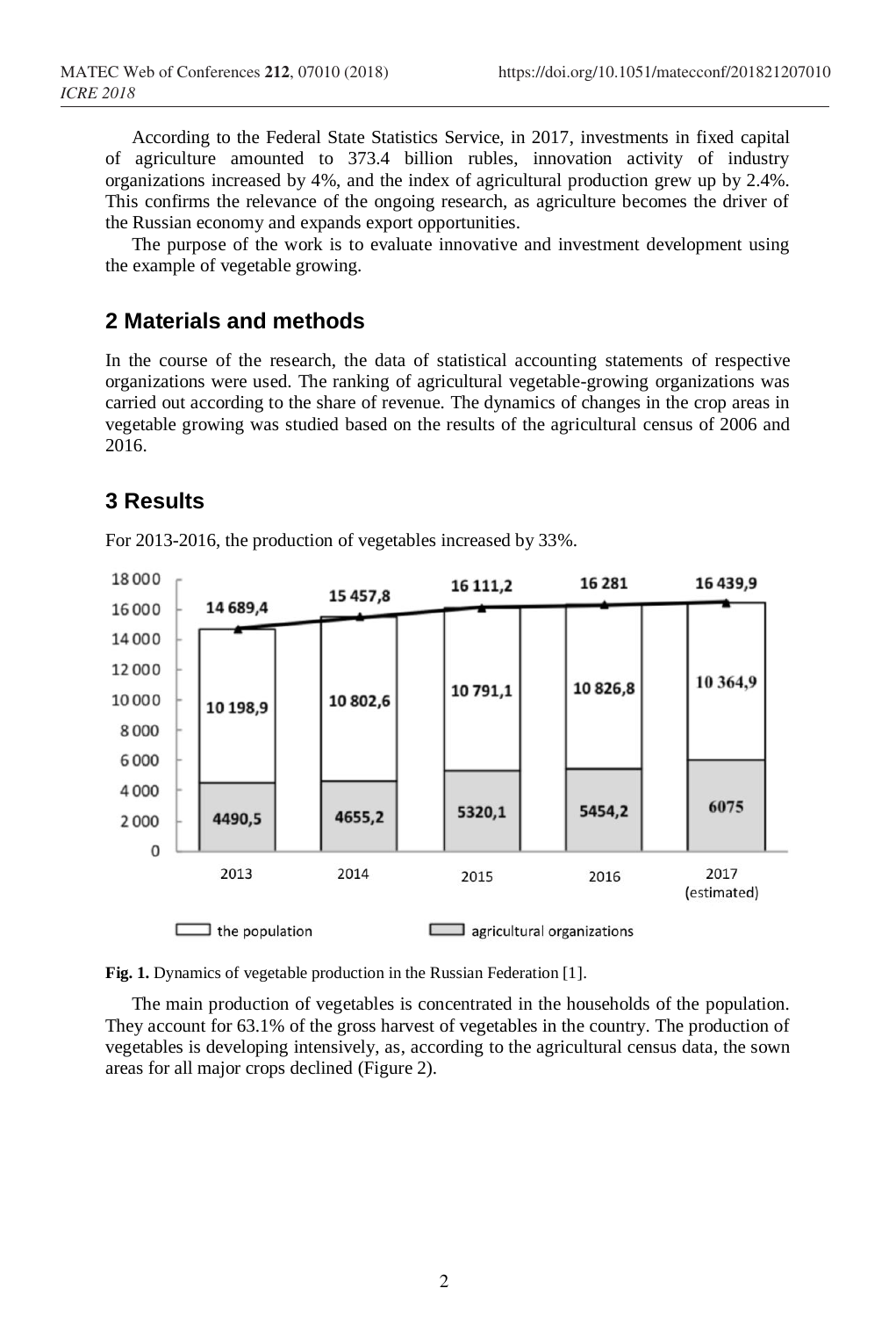According to the Federal State Statistics Service, in 2017, investments in fixed capital of agriculture amounted to 373.4 billion rubles, innovation activity of industry organizations increased by 4%, and the index of agricultural production grew up by 2.4%. This confirms the relevance of the ongoing research, as agriculture becomes the driver of the Russian economy and expands export opportunities.

The purpose of the work is to evaluate innovative and investment development using the example of vegetable growing.

## 2 Materials and methods

In the course of the research, the data of statistical accounting statements of respective organizations were used. The ranking of agricultural vegetable-growing organizations was carried out according to the share of revenue. The dynamics of changes in the crop areas in vegetable growing was studied based on the results of the agricultural census of 2006 and 2016.

## 3 Results

For 2013-2016, the production of vegetables increased by 33%.

| | 2013 | 2014 | 2015 | 2016 | 2017 (estimated) |
|---|---|---|---|---|---|
| Total | 14 689,4 | 15 457,8 | 16 111,2 | 16 281 | 16 439,9 |
| the population | 10 198,9 | 10 802,6 | 10 791,1 | 10 826,8 | 10 364,9 |
| agricultural organizations | 4490,5 | 4655,2 | 5320,1 | 5454,2 | 6075 |

**Fig. 1.** Dynamics of vegetable production in the Russian Federation [1].

The main production of vegetables is concentrated in the households of the population. They account for 63.1% of the gross harvest of vegetables in the country. The production of vegetables is developing intensively, as, according to the agricultural census data, the sown areas for all major crops declined (Figure 2).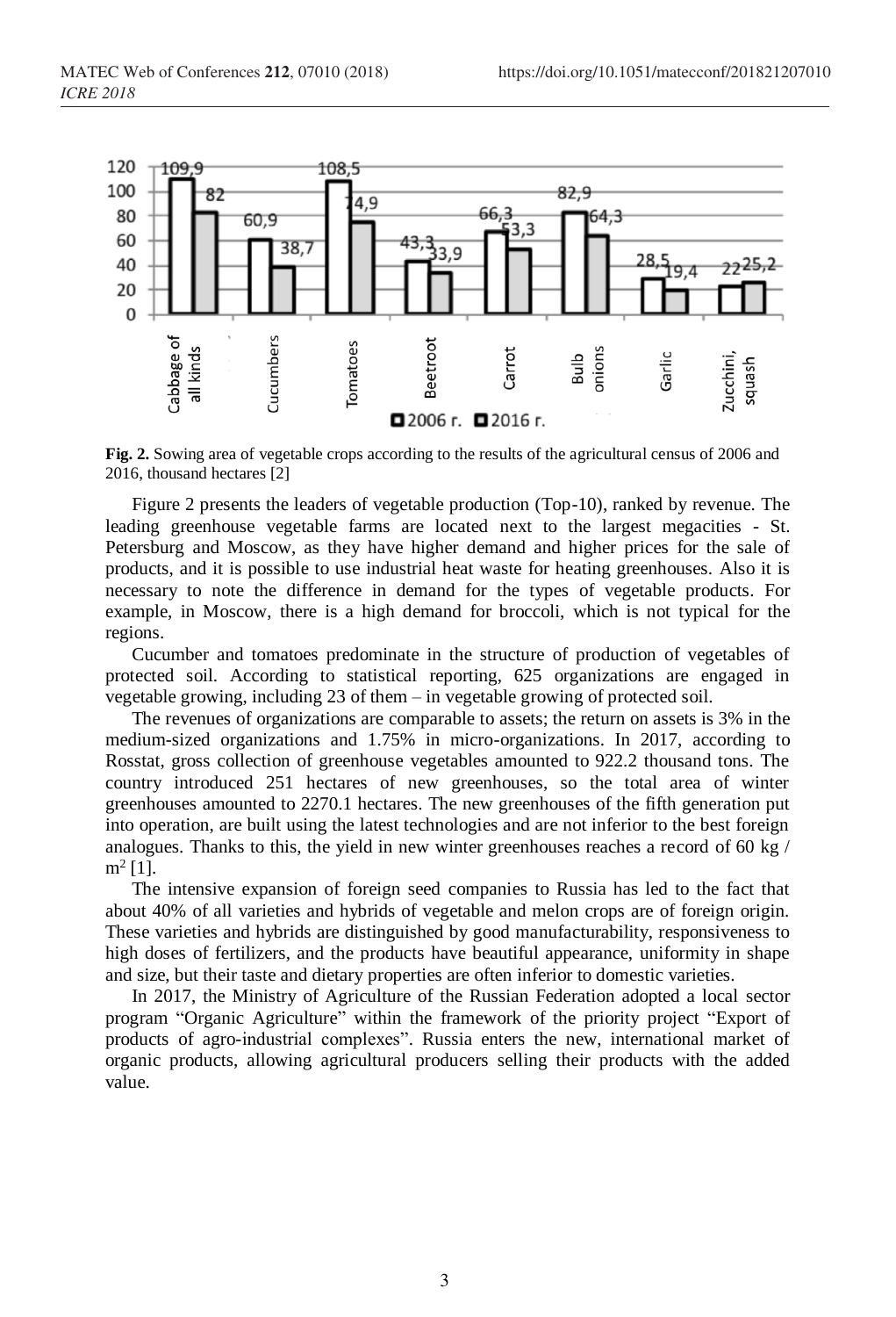Fig. 2. Sowing area of vegetable crops according to the results of the agricultural census of 2006 and 2016, thousand hectares [2]

Figure 2 presents the leaders of vegetable production (Top-10), ranked by revenue. The leading greenhouse vegetable farms are located next to the largest megacities - St. Petersburg and Moscow, as they have higher demand and higher prices for the sale of products, and it is possible to use industrial heat waste for heating greenhouses. Also it is necessary to note the difference in demand for the types of vegetable products. For example, in Moscow, there is a high demand for broccoli, which is not typical for the regions.

Cucumber and tomatoes predominate in the structure of production of vegetables of protected soil. According to statistical reporting, 625 organizations are engaged in vegetable growing, including 23 of them – in vegetable growing of protected soil.

The revenues of organizations are comparable to assets; the return on assets is 3% in the medium-sized organizations and 1.75% in micro-organizations. In 2017, according to Rosstat, gross collection of greenhouse vegetables amounted to 922.2 thousand tons. The country introduced 251 hectares of new greenhouses, so the total area of winter greenhouses amounted to 2270.1 hectares. The new greenhouses of the fifth generation put into operation, are built using the latest technologies and are not inferior to the best foreign analogues. Thanks to this, the yield in new winter greenhouses reaches a record of 60 kg / $m^2$ [1].

The intensive expansion of foreign seed companies to Russia has led to the fact that about 40% of all varieties and hybrids of vegetable and melon crops are of foreign origin. These varieties and hybrids are distinguished by good manufacturability, responsiveness to high doses of fertilizers, and the products have beautiful appearance, uniformity in shape and size, but their taste and dietary properties are often inferior to domestic varieties.

In 2017, the Ministry of Agriculture of the Russian Federation adopted a local sector program "Organic Agriculture" within the framework of the priority project "Export of products of agro-industrial complexes". Russia enters the new, international market of organic products, allowing agricultural producers selling their products with the added value.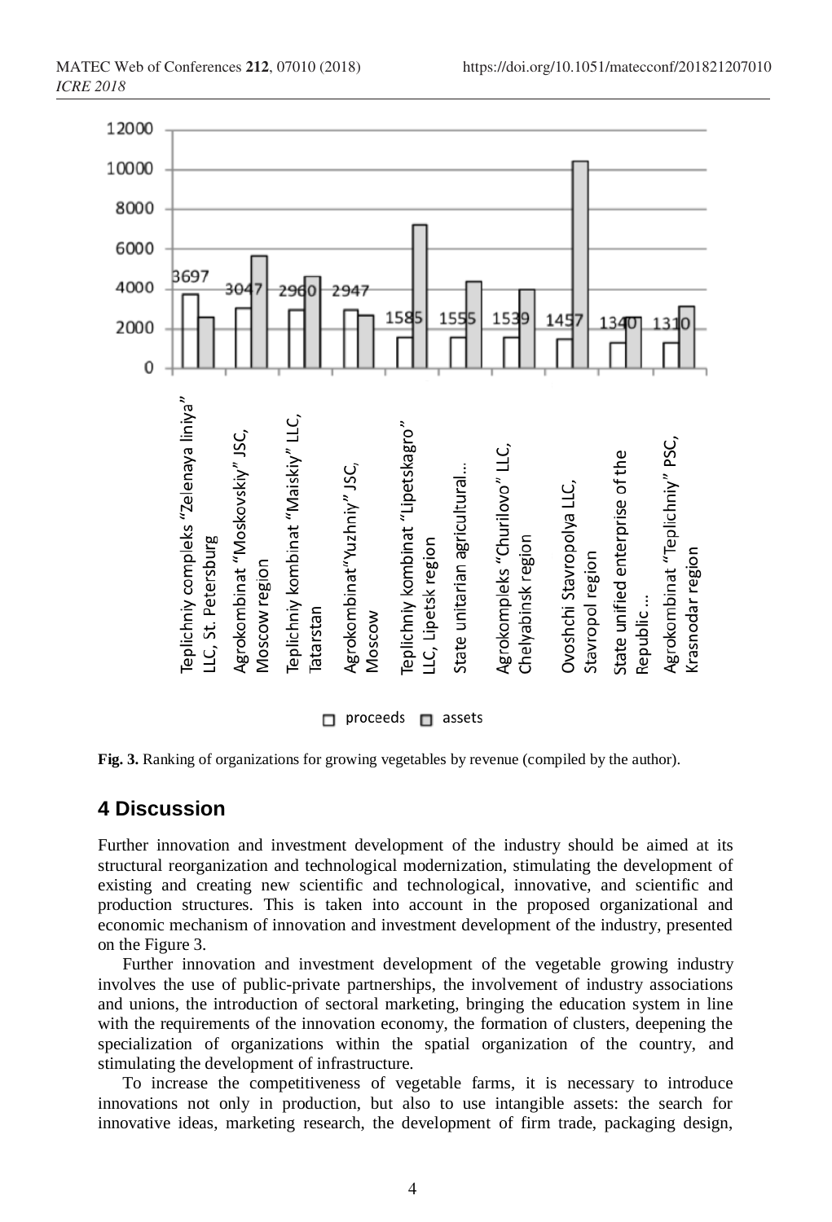Fig. 3. Ranking of organizations for growing vegetables by revenue (compiled by the author).

## 4 Discussion

Further innovation and investment development of the industry should be aimed at its structural reorganization and technological modernization, stimulating the development of existing and creating new scientific and technological, innovative, and scientific and production structures. This is taken into account in the proposed organizational and economic mechanism of innovation and investment development of the industry, presented on the Figure 3.

Further innovation and investment development of the vegetable growing industry involves the use of public-private partnerships, the involvement of industry associations and unions, the introduction of sectoral marketing, bringing the education system in line with the requirements of the innovation economy, the formation of clusters, deepening the specialization of organizations within the spatial organization of the country, and stimulating the development of infrastructure.

To increase the competitiveness of vegetable farms, it is necessary to introduce innovations not only in production, but also to use intangible assets: the search for innovative ideas, marketing research, the development of firm trade, packaging design,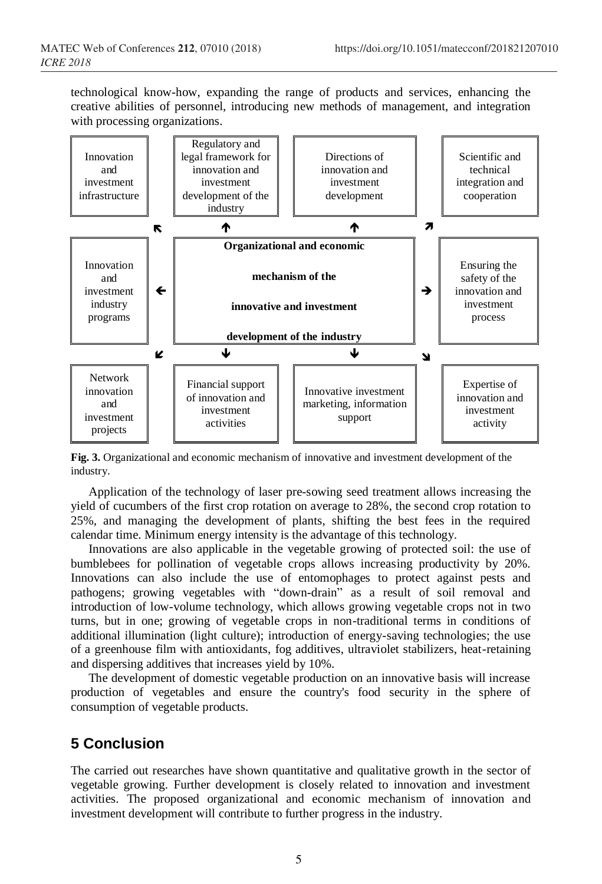technological know-how, expanding the range of products and services, enhancing the creative abilities of personnel, introducing new methods of management, and integration with processing organizations.

| Innovation and investment infrastructure | Regulatory and legal framework for innovation and investment development of the industry | Directions of innovation and investment development | Scientific and technical integration and cooperation |
|---|---|---|---|
| Innovation and investment industry programs | **Organizational and economic mechanism of the innovative and investment development of the industry** | | Ensuring the safety of the innovation and investment process |
| Network innovation and investment projects | Financial support of innovation and investment activities | Innovative investment marketing, information support | Expertise of innovation and investment activity |

**Fig. 3.** Organizational and economic mechanism of innovative and investment development of the industry.

Application of the technology of laser pre-sowing seed treatment allows increasing the yield of cucumbers of the first crop rotation on average to 28%, the second crop rotation to 25%, and managing the development of plants, shifting the best fees in the required calendar time. Minimum energy intensity is the advantage of this technology.

Innovations are also applicable in the vegetable growing of protected soil: the use of bumblebees for pollination of vegetable crops allows increasing productivity by 20%. Innovations can also include the use of entomophages to protect against pests and pathogens; growing vegetables with "down-drain" as a result of soil removal and introduction of low-volume technology, which allows growing vegetable crops not in two turns, but in one; growing of vegetable crops in non-traditional terms in conditions of additional illumination (light culture); introduction of energy-saving technologies; the use of a greenhouse film with antioxidants, fog additives, ultraviolet stabilizers, heat-retaining and dispersing additives that increases yield by 10%.

The development of domestic vegetable production on an innovative basis will increase production of vegetables and ensure the country's food security in the sphere of consumption of vegetable products.

## 5 Conclusion

The carried out researches have shown quantitative and qualitative growth in the sector of vegetable growing. Further development is closely related to innovation and investment activities. The proposed organizational and economic mechanism of innovation and investment development will contribute to further progress in the industry.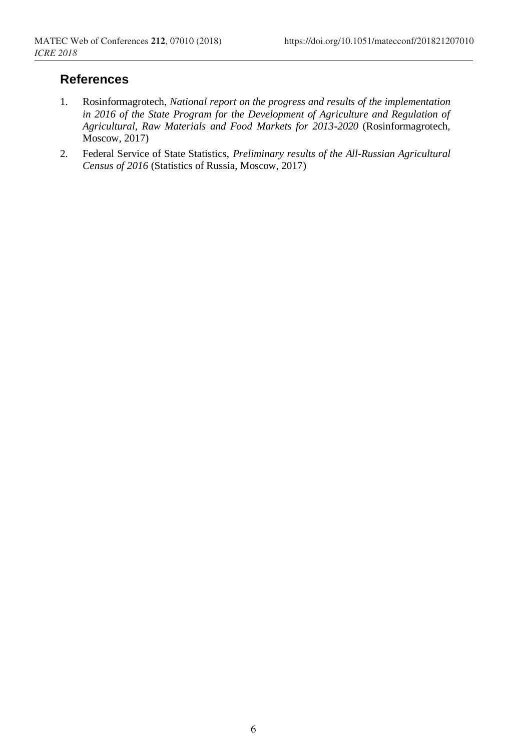## References

1. Rosinformagrotech, *National report on the progress and results of the implementation in 2016 of the State Program for the Development of Agriculture and Regulation of Agricultural, Raw Materials and Food Markets for 2013-2020* (Rosinformagrotech, Moscow, 2017)
2. Federal Service of State Statistics, *Preliminary results of the All-Russian Agricultural Census of 2016* (Statistics of Russia, Moscow, 2017)